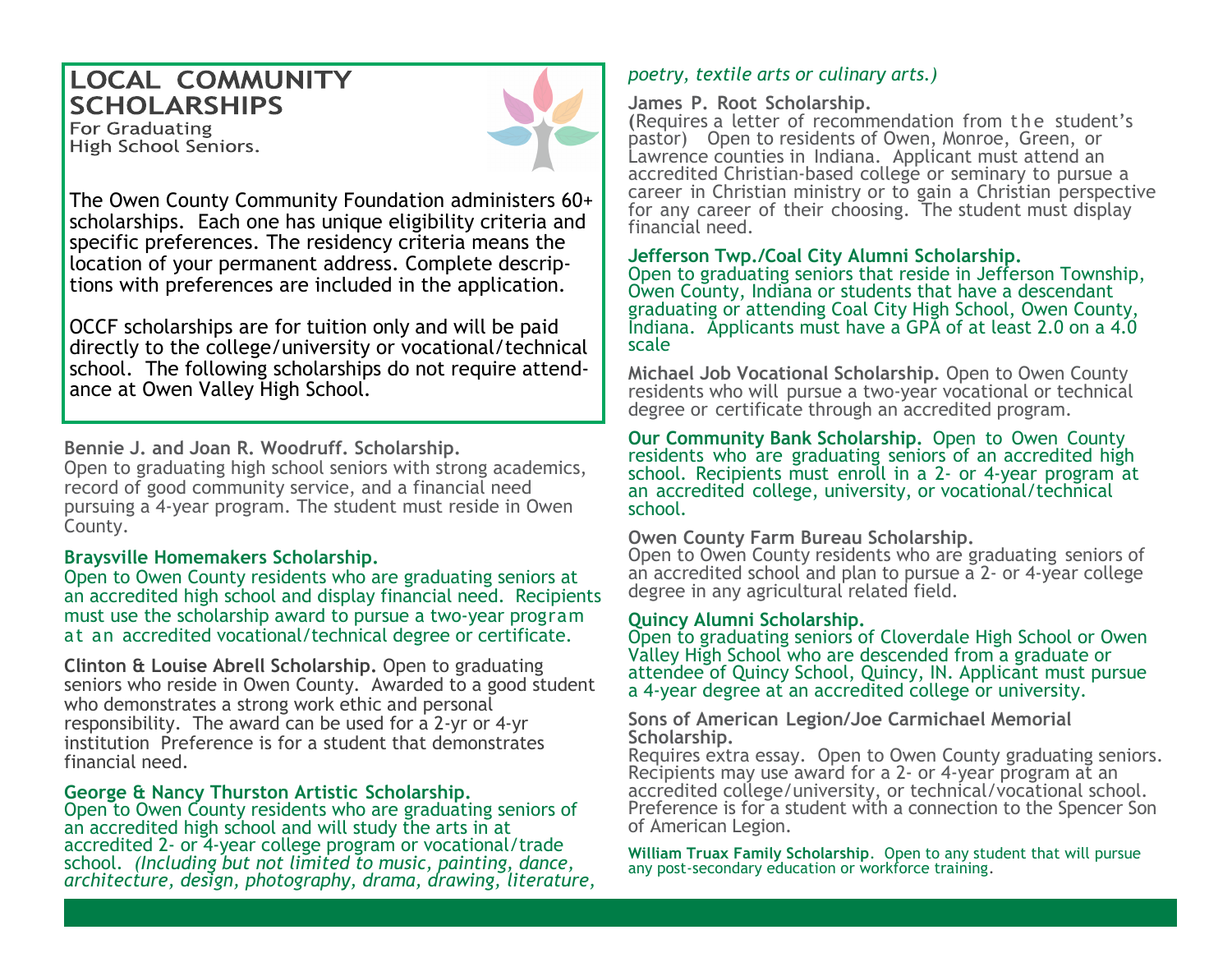# LOCAL COMMUNITY SCHOLARSHIPS

For Graduating High School Seniors.

The Owen County Community Foundation administers 60+ scholarships. Each one has unique eligibility criteria and specific preferences. The residency criteria means the location of your permanent address. Complete descriptions with preferences are included in the application.

OCCF scholarships are for tuition only and will be paid directly to the college/university or vocational/technical school. The following scholarships do not require attendance at Owen Valley High School.

**Bennie J. and Joan R. Woodruff. Scholarship.**
Open to graduating high school seniors with strong academics, record of good community service, and a financial need pursuing a 4-year program. The student must reside in Owen County.

**Braysville Homemakers Scholarship.**
Open to Owen County residents who are graduating seniors at an accredited high school and display financial need. Recipients must use the scholarship award to pursue a two-year program at an accredited vocational/technical degree or certificate.

**Clinton & Louise Abrell Scholarship.** Open to graduating seniors who reside in Owen County. Awarded to a good student who demonstrates a strong work ethic and personal responsibility. The award can be used for a 2-yr or 4-yr institution Preference is for a student that demonstrates financial need.

**George & Nancy Thurston Artistic Scholarship.**
Open to Owen County residents who are graduating seniors of an accredited high school and will study the arts in at accredited 2- or 4-year college program or vocational/trade school. *(Including but not limited to music, painting, dance, architecture, design, photography, drama, drawing, literature, poetry, textile arts or culinary arts.)*

**James P. Root Scholarship.**
(Requires a letter of recommendation from the student's pastor) Open to residents of Owen, Monroe, Green, or Lawrence counties in Indiana. Applicant must attend an accredited Christian-based college or seminary to pursue a career in Christian ministry or to gain a Christian perspective for any career of their choosing. The student must display financial need.

**Jefferson Twp./Coal City Alumni Scholarship.**
Open to graduating seniors that reside in Jefferson Township, Owen County, Indiana or students that have a descendant graduating or attending Coal City High School, Owen County, Indiana. Applicants must have a GPA of at least 2.0 on a 4.0 scale

**Michael Job Vocational Scholarship.** Open to Owen County residents who will pursue a two-year vocational or technical degree or certificate through an accredited program.

**Our Community Bank Scholarship.** Open to Owen County residents who are graduating seniors of an accredited high school. Recipients must enroll in a 2- or 4-year program at an accredited college, university, or vocational/technical school.

**Owen County Farm Bureau Scholarship.**
Open to Owen County residents who are graduating seniors of an accredited school and plan to pursue a 2- or 4-year college degree in any agricultural related field.

**Quincy Alumni Scholarship.**
Open to graduating seniors of Cloverdale High School or Owen Valley High School who are descended from a graduate or attendee of Quincy School, Quincy, IN. Applicant must pursue a 4-year degree at an accredited college or university.

**Sons of American Legion/Joe Carmichael Memorial Scholarship.**
Requires extra essay. Open to Owen County graduating seniors. Recipients may use award for a 2- or 4-year program at an accredited college/university, or technical/vocational school. Preference is for a student with a connection to the Spencer Son of American Legion.

**William Truax Family Scholarship**. Open to any student that will pursue any post-secondary education or workforce training.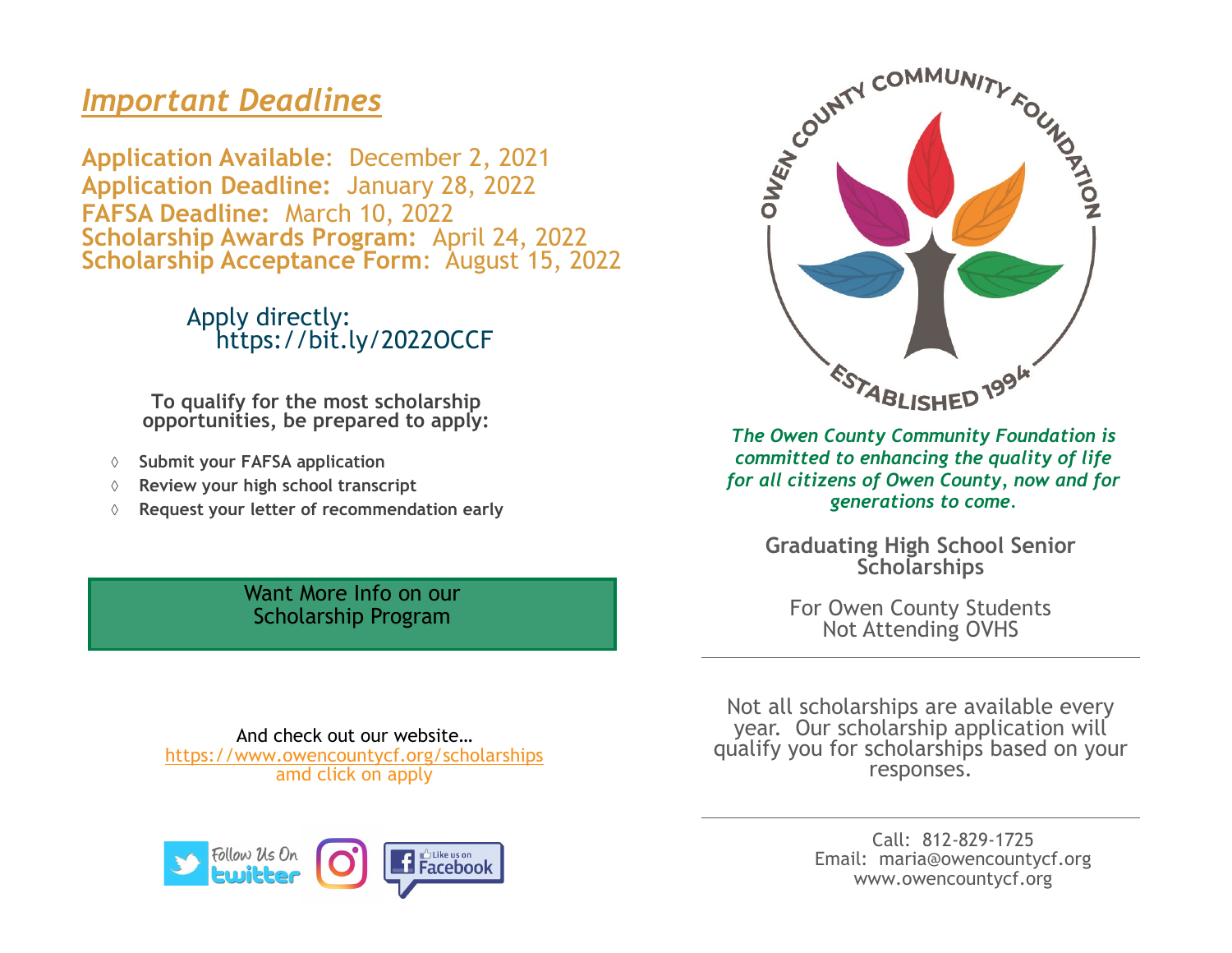## *Important Deadlines*

**Application Available**: December 2, 2021
**Application Deadline:** January 28, 2022
**FAFSA Deadline:** March 10, 2022
**Scholarship Awards Program:** April 24, 2022
**Scholarship Acceptance Form**: August 15, 2022

Apply directly:
https://bit.ly/2022OCCF

**To qualify for the most scholarship opportunities, be prepared to apply:**

- **Submit your FAFSA application**
- **Review your high school transcript**
- **Request your letter of recommendation early**

Want More Info on our Scholarship Program

And check out our website…
https://www.owencountycf.org/scholarships
amd click on apply

Follow Us On twitter

Like us on Facebook

OWEN COUNTY COMMUNITY FOUNDATION

ESTABLISHED 1994

*The Owen County Community Foundation is committed to enhancing the quality of life for all citizens of Owen County, now and for generations to come.*

**Graduating High School Senior Scholarships**

For Owen County Students Not Attending OVHS

---

Not all scholarships are available every year. Our scholarship application will qualify you for scholarships based on your responses.

---

Call: 812-829-1725
Email: maria@owencountycf.org
www.owencountycf.org